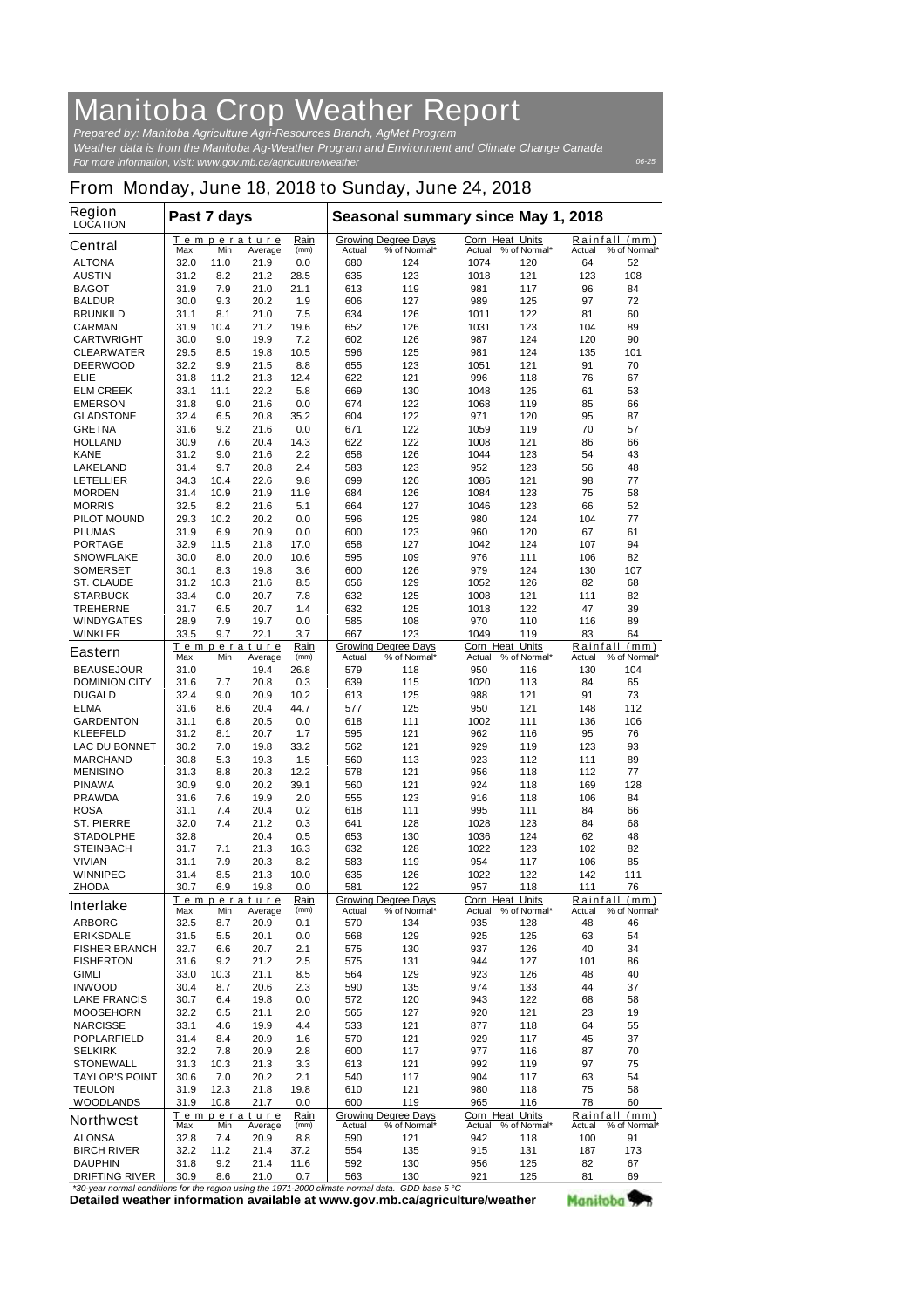# Manitoba Crop Weather Report

*Prepared by: Manitoba Agriculture Agri-Resources Branch, AgMet Program*
*Weather data is from the Manitoba Ag-Weather Program and Environment and Climate Change Canada*
*For more information, visit: www.gov.mb.ca/agriculture/weather*

06-25

## From Monday, June 18, 2018 to Sunday, June 24, 2018

| Region LOCATION | Past 7 days | | | | Seasonal summary since May 1, 2018 | | | | | |
|---|---|---|---|---|---|---|---|---|---|---|
| **Central** | Temperature Max | Min | Average | Rain (mm) | Growing Degree Days Actual | % of Normal* | Corn Heat Units Actual | % of Normal* | Rainfall (mm) Actual | % of Normal* |
| ALTONA | 32.0 | 11.0 | 21.9 | 0.0 | 680 | 124 | 1074 | 120 | 64 | 52 |
| AUSTIN | 31.2 | 8.2 | 21.2 | 28.5 | 635 | 123 | 1018 | 121 | 123 | 108 |
| BAGOT | 31.9 | 7.9 | 21.0 | 21.1 | 613 | 119 | 981 | 117 | 96 | 84 |
| BALDUR | 30.0 | 9.3 | 20.2 | 1.9 | 606 | 127 | 989 | 125 | 97 | 72 |
| BRUNKILD | 31.1 | 8.1 | 21.0 | 7.5 | 634 | 126 | 1011 | 122 | 81 | 60 |
| CARMAN | 31.9 | 10.4 | 21.2 | 19.6 | 652 | 126 | 1031 | 123 | 104 | 89 |
| CARTWRIGHT | 30.0 | 9.0 | 19.9 | 7.2 | 602 | 126 | 987 | 124 | 120 | 90 |
| CLEARWATER | 29.5 | 8.5 | 19.8 | 10.5 | 596 | 125 | 981 | 124 | 135 | 101 |
| DEERWOOD | 32.2 | 9.9 | 21.5 | 8.8 | 655 | 123 | 1051 | 121 | 91 | 70 |
| ELIE | 31.8 | 11.2 | 21.3 | 12.4 | 622 | 121 | 996 | 118 | 76 | 67 |
| ELM CREEK | 33.1 | 11.1 | 22.2 | 5.8 | 669 | 130 | 1048 | 125 | 61 | 53 |
| EMERSON | 31.8 | 9.0 | 21.6 | 0.0 | 674 | 122 | 1068 | 119 | 85 | 66 |
| GLADSTONE | 32.4 | 6.5 | 20.8 | 35.2 | 604 | 122 | 971 | 120 | 95 | 87 |
| GRETNA | 31.6 | 9.2 | 21.6 | 0.0 | 671 | 122 | 1059 | 119 | 70 | 57 |
| HOLLAND | 30.9 | 7.6 | 20.4 | 14.3 | 622 | 122 | 1008 | 121 | 86 | 66 |
| KANE | 31.2 | 9.0 | 21.6 | 2.2 | 658 | 126 | 1044 | 123 | 54 | 43 |
| LAKELAND | 31.4 | 9.7 | 20.8 | 2.4 | 583 | 123 | 952 | 123 | 56 | 48 |
| LETELLIER | 34.3 | 10.4 | 22.6 | 9.8 | 699 | 126 | 1086 | 121 | 98 | 77 |
| MORDEN | 31.4 | 10.9 | 21.9 | 11.9 | 684 | 126 | 1084 | 123 | 75 | 58 |
| MORRIS | 32.5 | 8.2 | 21.6 | 5.1 | 664 | 127 | 1046 | 123 | 66 | 52 |
| PILOT MOUND | 29.3 | 10.2 | 20.2 | 0.0 | 596 | 125 | 980 | 124 | 104 | 77 |
| PLUMAS | 31.9 | 6.9 | 20.9 | 0.0 | 600 | 123 | 960 | 120 | 67 | 61 |
| PORTAGE | 32.9 | 11.5 | 21.8 | 17.0 | 658 | 127 | 1042 | 124 | 107 | 94 |
| SNOWFLAKE | 30.0 | 8.0 | 20.0 | 10.6 | 595 | 109 | 976 | 111 | 106 | 82 |
| SOMERSET | 30.1 | 8.3 | 19.8 | 3.6 | 600 | 126 | 979 | 124 | 130 | 107 |
| ST. CLAUDE | 31.2 | 10.3 | 21.6 | 8.5 | 656 | 129 | 1052 | 126 | 82 | 68 |
| STARBUCK | 33.4 | 0.0 | 20.7 | 7.8 | 632 | 125 | 1008 | 121 | 111 | 82 |
| TREHERNE | 31.7 | 6.5 | 20.7 | 1.4 | 632 | 125 | 1018 | 122 | 47 | 39 |
| WINDYGATES | 28.9 | 7.9 | 19.7 | 0.0 | 585 | 108 | 970 | 110 | 116 | 89 |
| WINKLER | 33.5 | 9.7 | 22.1 | 3.7 | 667 | 123 | 1049 | 119 | 83 | 64 |
| **Eastern** | Temperature Max | Min | Average | Rain (mm) | Growing Degree Days Actual | % of Normal* | Corn Heat Units Actual | % of Normal* | Rainfall (mm) Actual | % of Normal* |
| BEAUSEJOUR | 31.0 | | 19.4 | 26.8 | 579 | 118 | 950 | 116 | 130 | 104 |
| DOMINION CITY | 31.6 | 7.7 | 20.8 | 0.3 | 639 | 115 | 1020 | 113 | 84 | 65 |
| DUGALD | 32.4 | 9.0 | 20.9 | 10.2 | 613 | 125 | 988 | 121 | 91 | 73 |
| ELMA | 31.6 | 8.6 | 20.4 | 44.7 | 577 | 125 | 950 | 121 | 148 | 112 |
| GARDENTON | 31.1 | 6.8 | 20.5 | 0.0 | 618 | 111 | 1002 | 111 | 136 | 106 |
| KLEEFELD | 31.2 | 8.1 | 20.7 | 1.7 | 595 | 121 | 962 | 116 | 95 | 76 |
| LAC DU BONNET | 30.2 | 7.0 | 19.8 | 33.2 | 562 | 121 | 929 | 119 | 123 | 93 |
| MARCHAND | 30.8 | 5.3 | 19.3 | 1.5 | 560 | 113 | 923 | 112 | 111 | 89 |
| MENISINO | 31.3 | 8.8 | 20.3 | 12.2 | 578 | 121 | 956 | 118 | 112 | 77 |
| PINAWA | 30.9 | 9.0 | 20.2 | 39.1 | 560 | 121 | 924 | 118 | 169 | 128 |
| PRAWDA | 31.6 | 7.6 | 19.9 | 2.0 | 555 | 123 | 916 | 118 | 106 | 84 |
| ROSA | 31.1 | 7.4 | 20.4 | 0.2 | 618 | 111 | 995 | 111 | 84 | 66 |
| ST. PIERRE | 32.0 | 7.4 | 21.2 | 0.3 | 641 | 128 | 1028 | 123 | 84 | 68 |
| STADOLPHE | 32.8 | | 20.4 | 0.5 | 653 | 130 | 1036 | 124 | 62 | 48 |
| STEINBACH | 31.7 | 7.1 | 21.3 | 16.3 | 632 | 128 | 1022 | 123 | 102 | 82 |
| VIVIAN | 31.1 | 7.9 | 20.3 | 8.2 | 583 | 119 | 954 | 117 | 106 | 85 |
| WINNIPEG | 31.4 | 8.5 | 21.3 | 10.0 | 635 | 126 | 1022 | 122 | 142 | 111 |
| ZHODA | 30.7 | 6.9 | 19.8 | 0.0 | 581 | 122 | 957 | 118 | 111 | 76 |
| **Interlake** | Temperature Max | Min | Average | Rain (mm) | Growing Degree Days Actual | % of Normal* | Corn Heat Units Actual | % of Normal* | Rainfall (mm) Actual | % of Normal* |
| ARBORG | 32.5 | 8.7 | 20.9 | 0.1 | 570 | 134 | 935 | 128 | 48 | 46 |
| ERIKSDALE | 31.5 | 5.5 | 20.1 | 0.0 | 568 | 129 | 925 | 125 | 63 | 54 |
| FISHER BRANCH | 32.7 | 6.6 | 20.7 | 2.1 | 575 | 130 | 937 | 126 | 40 | 34 |
| FISHERTON | 31.6 | 9.2 | 21.2 | 2.5 | 575 | 131 | 944 | 127 | 101 | 86 |
| GIMLI | 33.0 | 10.3 | 21.1 | 8.5 | 564 | 129 | 923 | 126 | 48 | 40 |
| INWOOD | 30.4 | 8.7 | 20.6 | 2.3 | 590 | 135 | 974 | 133 | 44 | 37 |
| LAKE FRANCIS | 30.7 | 6.4 | 19.8 | 0.0 | 572 | 120 | 943 | 122 | 68 | 58 |
| MOOSEHORN | 32.2 | 6.5 | 21.1 | 2.0 | 565 | 127 | 920 | 121 | 23 | 19 |
| NARCISSE | 33.1 | 4.6 | 19.9 | 4.4 | 533 | 121 | 877 | 118 | 64 | 55 |
| POPLARFIELD | 31.4 | 8.4 | 20.9 | 1.6 | 570 | 121 | 929 | 117 | 45 | 37 |
| SELKIRK | 32.2 | 7.8 | 20.9 | 2.8 | 600 | 117 | 977 | 116 | 87 | 70 |
| STONEWALL | 31.3 | 10.3 | 21.3 | 3.3 | 613 | 121 | 992 | 119 | 97 | 75 |
| TAYLOR'S POINT | 30.6 | 7.0 | 20.2 | 2.1 | 540 | 117 | 904 | 117 | 63 | 54 |
| TEULON | 31.9 | 12.3 | 21.8 | 19.8 | 610 | 121 | 980 | 118 | 75 | 58 |
| WOODLANDS | 31.9 | 10.8 | 21.7 | 0.0 | 600 | 119 | 965 | 116 | 78 | 60 |
| **Northwest** | Temperature Max | Min | Average | Rain (mm) | Growing Degree Days Actual | % of Normal* | Corn Heat Units Actual | % of Normal* | Rainfall (mm) Actual | % of Normal* |
| ALONSA | 32.8 | 7.4 | 20.9 | 8.8 | 590 | 121 | 942 | 118 | 100 | 91 |
| BIRCH RIVER | 32.2 | 11.2 | 21.4 | 37.2 | 554 | 135 | 915 | 131 | 187 | 173 |
| DAUPHIN | 31.8 | 9.2 | 21.4 | 11.6 | 592 | 130 | 956 | 125 | 82 | 67 |
| DRIFTING RIVER | 30.9 | 8.6 | 21.0 | 0.7 | 563 | 130 | 921 | 125 | 81 | 69 |

*\*30-year normal conditions for the region using the 1971-2000 climate normal data. GDD base 5 °C*

**Detailed weather information available at www.gov.mb.ca/agriculture/weather**

Manitoba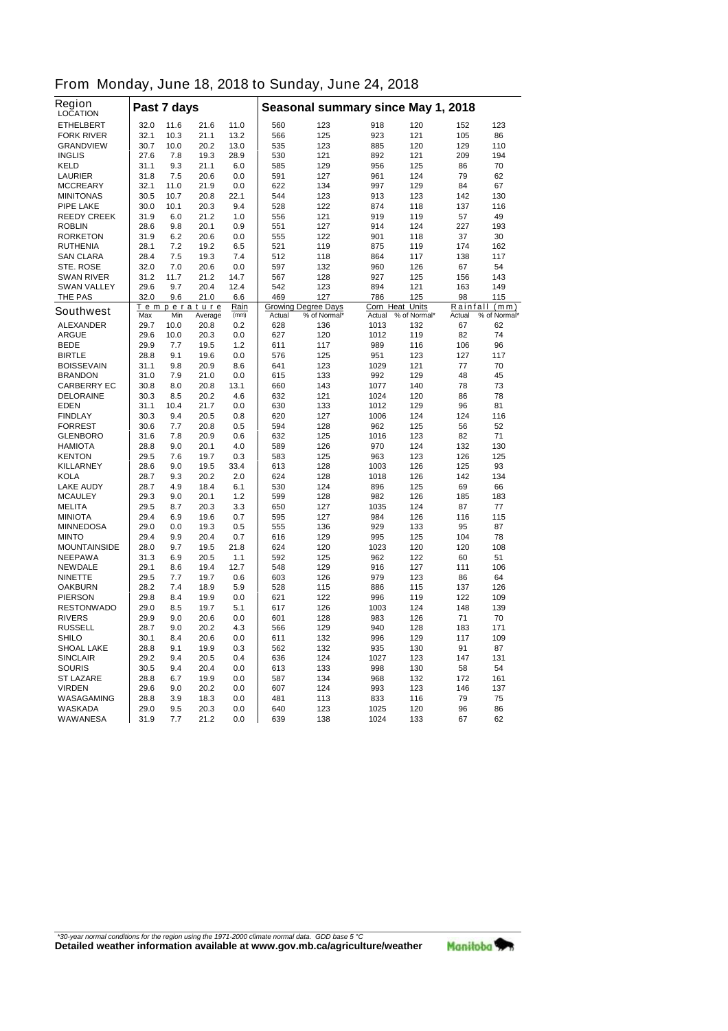# From Monday, June 18, 2018 to Sunday, June 24, 2018

| Region<br>LOCATION | Past 7 days | | | | Seasonal summary since May 1, 2018 | | | | | |
|---|---|---|---|---|---|---|---|---|---|---|
| ETHELBERT | 32.0 | 11.6 | 21.6 | 11.0 | 560 | 123 | 918 | 120 | 152 | 123 |
| FORK RIVER | 32.1 | 10.3 | 21.1 | 13.2 | 566 | 125 | 923 | 121 | 105 | 86 |
| GRANDVIEW | 30.7 | 10.0 | 20.2 | 13.0 | 535 | 123 | 885 | 120 | 129 | 110 |
| INGLIS | 27.6 | 7.8 | 19.3 | 28.9 | 530 | 121 | 892 | 121 | 209 | 194 |
| KELD | 31.1 | 9.3 | 21.1 | 6.0 | 585 | 129 | 956 | 125 | 86 | 70 |
| LAURIER | 31.8 | 7.5 | 20.6 | 0.0 | 591 | 127 | 961 | 124 | 79 | 62 |
| MCCREARY | 32.1 | 11.0 | 21.9 | 0.0 | 622 | 134 | 997 | 129 | 84 | 67 |
| MINITONAS | 30.5 | 10.7 | 20.8 | 22.1 | 544 | 123 | 913 | 123 | 142 | 130 |
| PIPE LAKE | 30.0 | 10.1 | 20.3 | 9.4 | 528 | 122 | 874 | 118 | 137 | 116 |
| REEDY CREEK | 31.9 | 6.0 | 21.2 | 1.0 | 556 | 121 | 919 | 119 | 57 | 49 |
| ROBLIN | 28.6 | 9.8 | 20.1 | 0.9 | 551 | 127 | 914 | 124 | 227 | 193 |
| RORKETON | 31.9 | 6.2 | 20.6 | 0.0 | 555 | 122 | 901 | 118 | 37 | 30 |
| RUTHENIA | 28.1 | 7.2 | 19.2 | 6.5 | 521 | 119 | 875 | 119 | 174 | 162 |
| SAN CLARA | 28.4 | 7.5 | 19.3 | 7.4 | 512 | 118 | 864 | 117 | 138 | 117 |
| STE. ROSE | 32.0 | 7.0 | 20.6 | 0.0 | 597 | 132 | 960 | 126 | 67 | 54 |
| SWAN RIVER | 31.2 | 11.7 | 21.2 | 14.7 | 567 | 128 | 927 | 125 | 156 | 143 |
| SWAN VALLEY | 29.6 | 9.7 | 20.4 | 12.4 | 542 | 123 | 894 | 121 | 163 | 149 |
| THE PAS | 32.0 | 9.6 | 21.0 | 6.6 | 469 | 127 | 786 | 125 | 98 | 115 |
| **Southwest** | Temperature Max | Min | Average | Rain (mm) | Growing Degree Days Actual | % of Normal* | Corn Heat Units Actual | % of Normal* | Rainfall (mm) Actual | % of Normal* |
| ALEXANDER | 29.7 | 10.0 | 20.8 | 0.2 | 628 | 136 | 1013 | 132 | 67 | 62 |
| ARGUE | 29.6 | 10.0 | 20.3 | 0.0 | 627 | 120 | 1012 | 119 | 82 | 74 |
| BEDE | 29.9 | 7.7 | 19.5 | 1.2 | 611 | 117 | 989 | 116 | 106 | 96 |
| BIRTLE | 28.8 | 9.1 | 19.6 | 0.0 | 576 | 125 | 951 | 123 | 127 | 117 |
| BOISSEVAIN | 31.1 | 9.8 | 20.9 | 8.6 | 641 | 123 | 1029 | 121 | 77 | 70 |
| BRANDON | 31.0 | 7.9 | 21.0 | 0.0 | 615 | 133 | 992 | 129 | 48 | 45 |
| CARBERRY EC | 30.8 | 8.0 | 20.8 | 13.1 | 660 | 143 | 1077 | 140 | 78 | 73 |
| DELORAINE | 30.3 | 8.5 | 20.2 | 4.6 | 632 | 121 | 1024 | 120 | 86 | 78 |
| EDEN | 31.1 | 10.4 | 21.7 | 0.0 | 630 | 133 | 1012 | 129 | 96 | 81 |
| FINDLAY | 30.3 | 9.4 | 20.5 | 0.8 | 620 | 127 | 1006 | 124 | 124 | 116 |
| FORREST | 30.6 | 7.7 | 20.8 | 0.5 | 594 | 128 | 962 | 125 | 56 | 52 |
| GLENBORO | 31.6 | 7.8 | 20.9 | 0.6 | 632 | 125 | 1016 | 123 | 82 | 71 |
| HAMIOTA | 28.8 | 9.0 | 20.1 | 4.0 | 589 | 126 | 970 | 124 | 132 | 130 |
| KENTON | 29.5 | 7.6 | 19.7 | 0.3 | 583 | 125 | 963 | 123 | 126 | 125 |
| KILLARNEY | 28.6 | 9.0 | 19.5 | 33.4 | 613 | 128 | 1003 | 126 | 125 | 93 |
| KOLA | 28.7 | 9.3 | 20.2 | 2.0 | 624 | 128 | 1018 | 126 | 142 | 134 |
| LAKE AUDY | 28.7 | 4.9 | 18.4 | 6.1 | 530 | 124 | 896 | 125 | 69 | 66 |
| MCAULEY | 29.3 | 9.0 | 20.1 | 1.2 | 599 | 128 | 982 | 126 | 185 | 183 |
| MELITA | 29.5 | 8.7 | 20.3 | 3.3 | 650 | 127 | 1035 | 124 | 87 | 77 |
| MINIOTA | 29.4 | 6.9 | 19.6 | 0.7 | 595 | 127 | 984 | 126 | 116 | 115 |
| MINNEDOSA | 29.0 | 0.0 | 19.3 | 0.5 | 555 | 136 | 929 | 133 | 95 | 87 |
| MINTO | 29.4 | 9.9 | 20.4 | 0.7 | 616 | 129 | 995 | 125 | 104 | 78 |
| MOUNTAINSIDE | 28.0 | 9.7 | 19.5 | 21.8 | 624 | 120 | 1023 | 120 | 120 | 108 |
| NEEPAWA | 31.3 | 6.9 | 20.5 | 1.1 | 592 | 125 | 962 | 122 | 60 | 51 |
| NEWDALE | 29.1 | 8.6 | 19.4 | 12.7 | 548 | 129 | 916 | 127 | 111 | 106 |
| NINETTE | 29.5 | 7.7 | 19.7 | 0.6 | 603 | 126 | 979 | 123 | 86 | 64 |
| OAKBURN | 28.2 | 7.4 | 18.9 | 5.9 | 528 | 115 | 886 | 115 | 137 | 126 |
| PIERSON | 29.8 | 8.4 | 19.9 | 0.0 | 621 | 122 | 996 | 119 | 122 | 109 |
| RESTONWADO | 29.0 | 8.5 | 19.7 | 5.1 | 617 | 126 | 1003 | 124 | 148 | 139 |
| RIVERS | 29.9 | 9.0 | 20.6 | 0.0 | 601 | 128 | 983 | 126 | 71 | 70 |
| RUSSELL | 28.7 | 9.0 | 20.2 | 4.3 | 566 | 129 | 940 | 128 | 183 | 171 |
| SHILO | 30.1 | 8.4 | 20.6 | 0.0 | 611 | 132 | 996 | 129 | 117 | 109 |
| SHOAL LAKE | 28.8 | 9.1 | 19.9 | 0.3 | 562 | 132 | 935 | 130 | 91 | 87 |
| SINCLAIR | 29.2 | 9.4 | 20.5 | 0.4 | 636 | 124 | 1027 | 123 | 147 | 131 |
| SOURIS | 30.5 | 9.4 | 20.4 | 0.0 | 613 | 133 | 998 | 130 | 58 | 54 |
| ST LAZARE | 28.8 | 6.7 | 19.9 | 0.0 | 587 | 134 | 968 | 132 | 172 | 161 |
| VIRDEN | 29.6 | 9.0 | 20.2 | 0.0 | 607 | 124 | 993 | 123 | 146 | 137 |
| WASAGAMING | 28.8 | 3.9 | 18.3 | 0.0 | 481 | 113 | 833 | 116 | 79 | 75 |
| WASKADA | 29.0 | 9.5 | 20.3 | 0.0 | 640 | 123 | 1025 | 120 | 96 | 86 |
| WAWANESA | 31.9 | 7.7 | 21.2 | 0.0 | 639 | 138 | 1024 | 133 | 67 | 62 |

*30-year normal conditions for the region using the 1971-2000 climate normal data. GDD base 5 °C

**Detailed weather information available at www.gov.mb.ca/agriculture/weather**